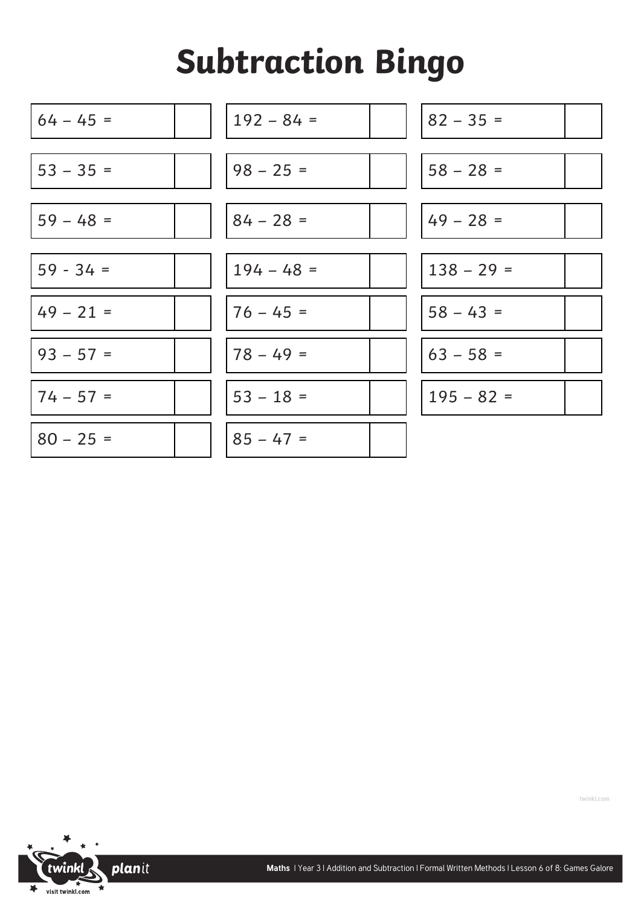# Subtraction Bingo

| | | | | | |
|---|---|---|---|---|---|
| 64 – 45 = | | 192 – 84 = | | 82 – 35 = | |
| 53 – 35 = | | 98 – 25 = | | 58 – 28 = | |
| 59 – 48 = | | 84 – 28 = | | 49 – 28 = | |
| 59 - 34 = | | 194 – 48 = | | 138 – 29 = | |
| 49 – 21 = | | 76 – 45 = | | 58 – 43 = | |
| 93 – 57 = | | 78 – 49 = | | 63 – 58 = | |
| 74 – 57 = | | 53 – 18 = | | 195 – 82 = | |
| 80 – 25 = | | 85 – 47 = | | | |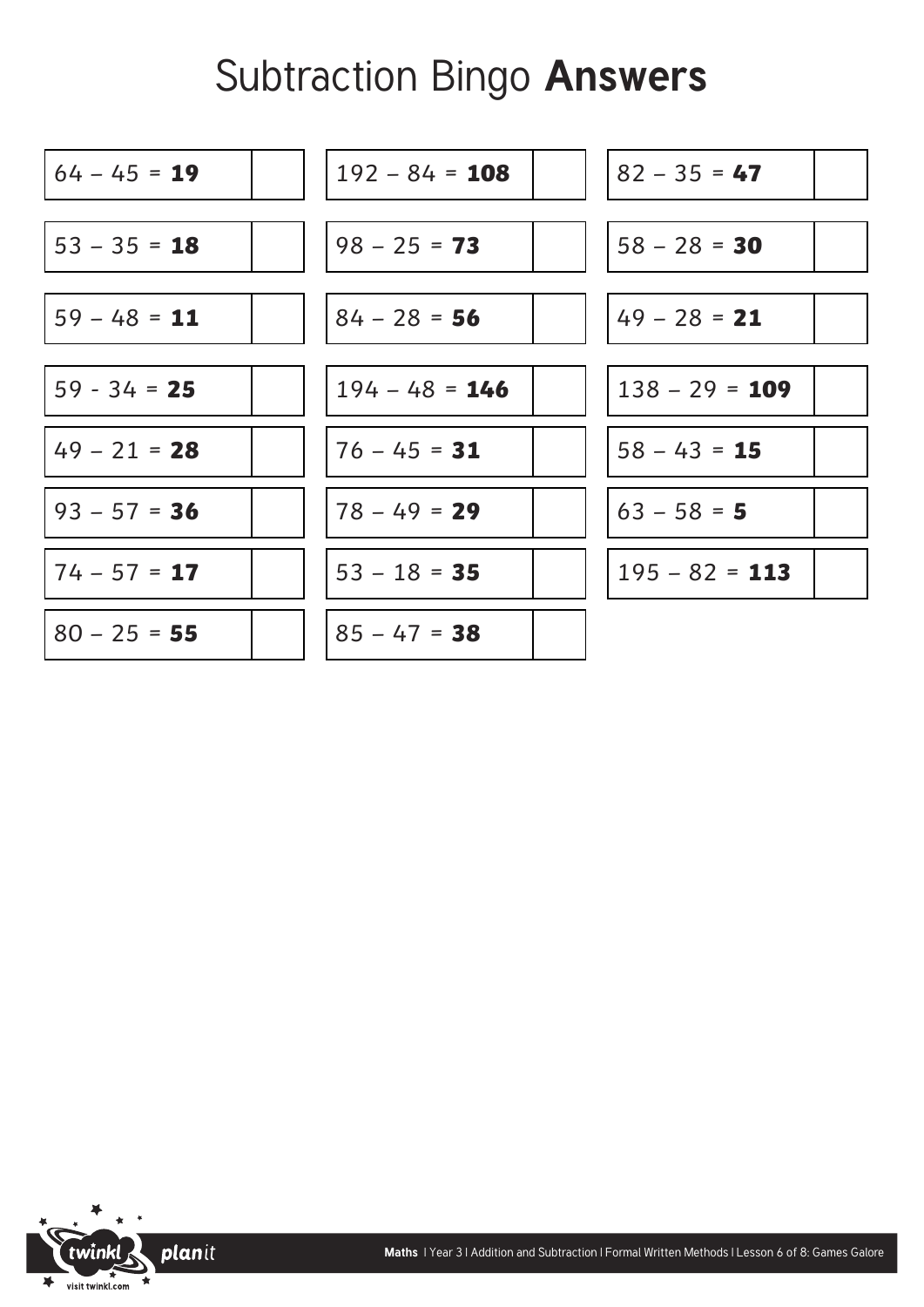# Subtraction Bingo **Answers**

| | | | | | |
|---|---|---|---|---|---|
| 64 – 45 = **19** | | 192 – 84 = **108** | | 82 – 35 = **47** | |
| 53 – 35 = **18** | | 98 – 25 = **73** | | 58 – 28 = **30** | |
| 59 – 48 = **11** | | 84 – 28 = **56** | | 49 – 28 = **21** | |
| 59 - 34 = **25** | | 194 – 48 = **146** | | 138 – 29 = **109** | |
| 49 – 21 = **28** | | 76 – 45 = **31** | | 58 – 43 = **15** | |
| 93 – 57 = **36** | | 78 – 49 = **29** | | 63 – 58 = **5** | |
| 74 – 57 = **17** | | 53 – 18 = **35** | | 195 – 82 = **113** | |
| 80 – 25 = **55** | | 85 – 47 = **38** | | | |